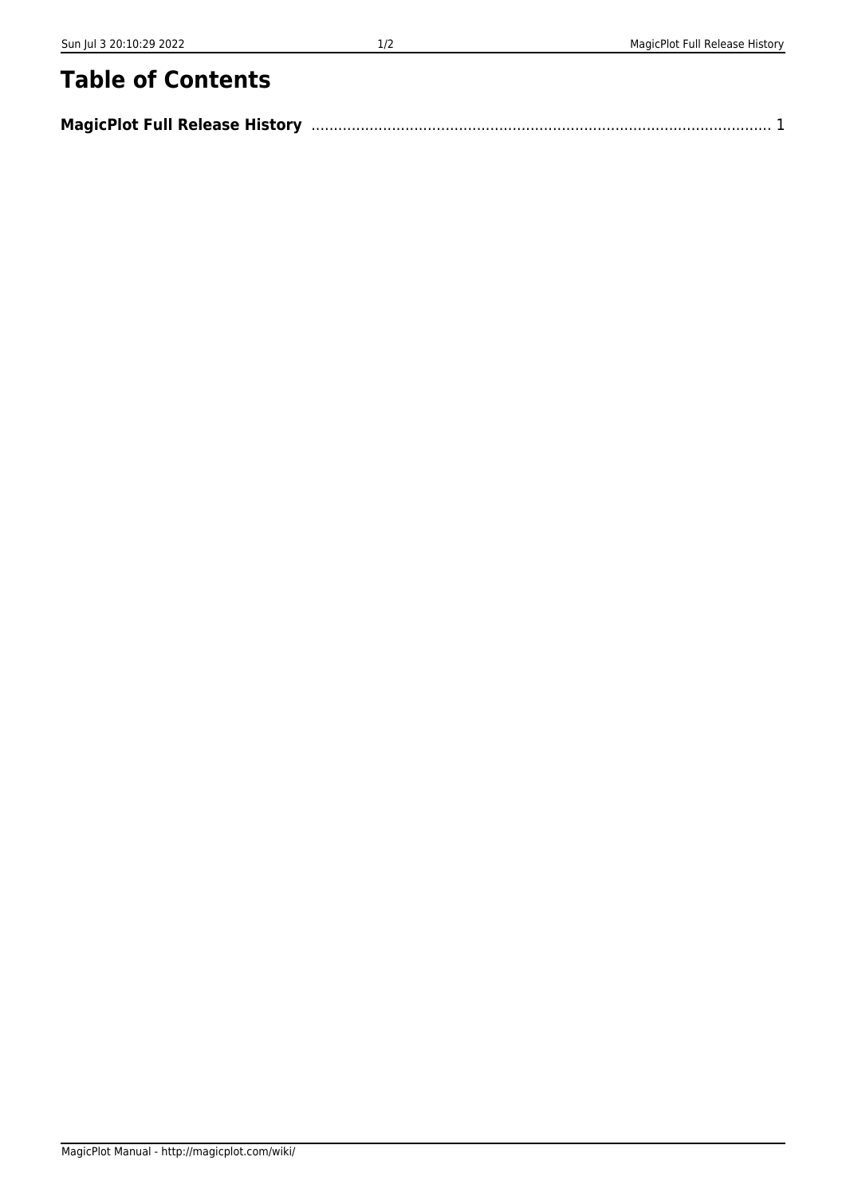# Table of Contents

**MagicPlot Full Release History** ........................................................................................................ 1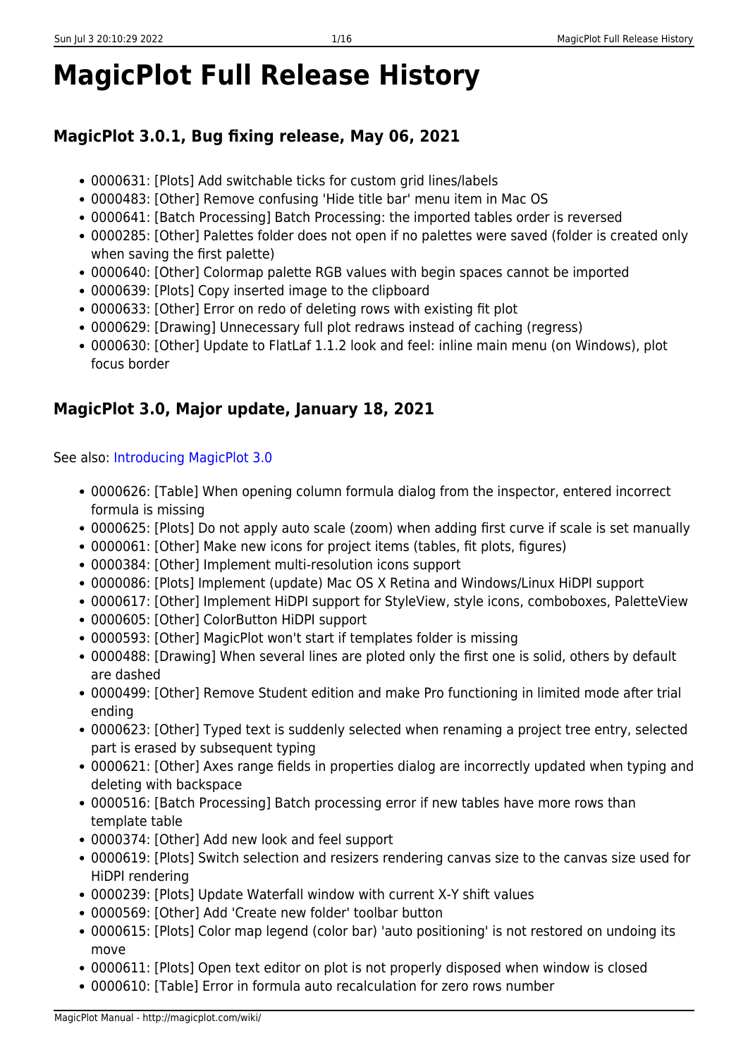# MagicPlot Full Release History

## MagicPlot 3.0.1, Bug fixing release, May 06, 2021

- 0000631: [Plots] Add switchable ticks for custom grid lines/labels
- 0000483: [Other] Remove confusing 'Hide title bar' menu item in Mac OS
- 0000641: [Batch Processing] Batch Processing: the imported tables order is reversed
- 0000285: [Other] Palettes folder does not open if no palettes were saved (folder is created only when saving the first palette)
- 0000640: [Other] Colormap palette RGB values with begin spaces cannot be imported
- 0000639: [Plots] Copy inserted image to the clipboard
- 0000633: [Other] Error on redo of deleting rows with existing fit plot
- 0000629: [Drawing] Unnecessary full plot redraws instead of caching (regress)
- 0000630: [Other] Update to FlatLaf 1.1.2 look and feel: inline main menu (on Windows), plot focus border

## MagicPlot 3.0, Major update, January 18, 2021

See also: Introducing MagicPlot 3.0

- 0000626: [Table] When opening column formula dialog from the inspector, entered incorrect formula is missing
- 0000625: [Plots] Do not apply auto scale (zoom) when adding first curve if scale is set manually
- 0000061: [Other] Make new icons for project items (tables, fit plots, figures)
- 0000384: [Other] Implement multi-resolution icons support
- 0000086: [Plots] Implement (update) Mac OS X Retina and Windows/Linux HiDPI support
- 0000617: [Other] Implement HiDPI support for StyleView, style icons, comboboxes, PaletteView
- 0000605: [Other] ColorButton HiDPI support
- 0000593: [Other] MagicPlot won't start if templates folder is missing
- 0000488: [Drawing] When several lines are ploted only the first one is solid, others by default are dashed
- 0000499: [Other] Remove Student edition and make Pro functioning in limited mode after trial ending
- 0000623: [Other] Typed text is suddenly selected when renaming a project tree entry, selected part is erased by subsequent typing
- 0000621: [Other] Axes range fields in properties dialog are incorrectly updated when typing and deleting with backspace
- 0000516: [Batch Processing] Batch processing error if new tables have more rows than template table
- 0000374: [Other] Add new look and feel support
- 0000619: [Plots] Switch selection and resizers rendering canvas size to the canvas size used for HiDPI rendering
- 0000239: [Plots] Update Waterfall window with current X-Y shift values
- 0000569: [Other] Add 'Create new folder' toolbar button
- 0000615: [Plots] Color map legend (color bar) 'auto positioning' is not restored on undoing its move
- 0000611: [Plots] Open text editor on plot is not properly disposed when window is closed
- 0000610: [Table] Error in formula auto recalculation for zero rows number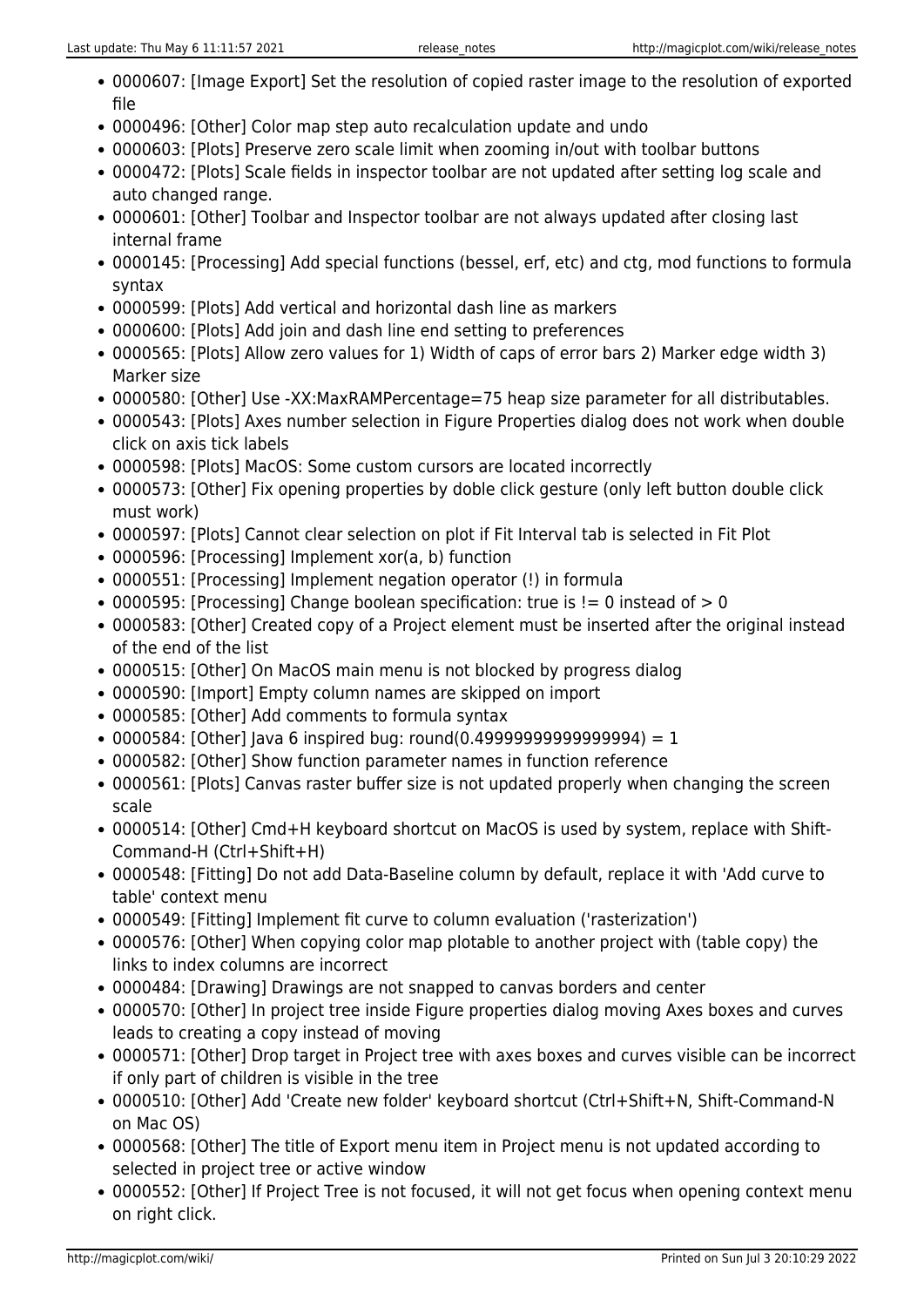- 0000607: [Image Export] Set the resolution of copied raster image to the resolution of exported file
- 0000496: [Other] Color map step auto recalculation update and undo
- 0000603: [Plots] Preserve zero scale limit when zooming in/out with toolbar buttons
- 0000472: [Plots] Scale fields in inspector toolbar are not updated after setting log scale and auto changed range.
- 0000601: [Other] Toolbar and Inspector toolbar are not always updated after closing last internal frame
- 0000145: [Processing] Add special functions (bessel, erf, etc) and ctg, mod functions to formula syntax
- 0000599: [Plots] Add vertical and horizontal dash line as markers
- 0000600: [Plots] Add join and dash line end setting to preferences
- 0000565: [Plots] Allow zero values for 1) Width of caps of error bars 2) Marker edge width 3) Marker size
- 0000580: [Other] Use -XX:MaxRAMPercentage=75 heap size parameter for all distributables.
- 0000543: [Plots] Axes number selection in Figure Properties dialog does not work when double click on axis tick labels
- 0000598: [Plots] MacOS: Some custom cursors are located incorrectly
- 0000573: [Other] Fix opening properties by doble click gesture (only left button double click must work)
- 0000597: [Plots] Cannot clear selection on plot if Fit Interval tab is selected in Fit Plot
- 0000596: [Processing] Implement xor(a, b) function
- 0000551: [Processing] Implement negation operator (!) in formula
- 0000595: [Processing] Change boolean specification: true is != 0 instead of > 0
- 0000583: [Other] Created copy of a Project element must be inserted after the original instead of the end of the list
- 0000515: [Other] On MacOS main menu is not blocked by progress dialog
- 0000590: [Import] Empty column names are skipped on import
- 0000585: [Other] Add comments to formula syntax
- 0000584: [Other] Java 6 inspired bug: round(0.49999999999999994) = 1
- 0000582: [Other] Show function parameter names in function reference
- 0000561: [Plots] Canvas raster buffer size is not updated properly when changing the screen scale
- 0000514: [Other] Cmd+H keyboard shortcut on MacOS is used by system, replace with Shift-Command-H (Ctrl+Shift+H)
- 0000548: [Fitting] Do not add Data-Baseline column by default, replace it with 'Add curve to table' context menu
- 0000549: [Fitting] Implement fit curve to column evaluation ('rasterization')
- 0000576: [Other] When copying color map plotable to another project with (table copy) the links to index columns are incorrect
- 0000484: [Drawing] Drawings are not snapped to canvas borders and center
- 0000570: [Other] In project tree inside Figure properties dialog moving Axes boxes and curves leads to creating a copy instead of moving
- 0000571: [Other] Drop target in Project tree with axes boxes and curves visible can be incorrect if only part of children is visible in the tree
- 0000510: [Other] Add 'Create new folder' keyboard shortcut (Ctrl+Shift+N, Shift-Command-N on Mac OS)
- 0000568: [Other] The title of Export menu item in Project menu is not updated according to selected in project tree or active window
- 0000552: [Other] If Project Tree is not focused, it will not get focus when opening context menu on right click.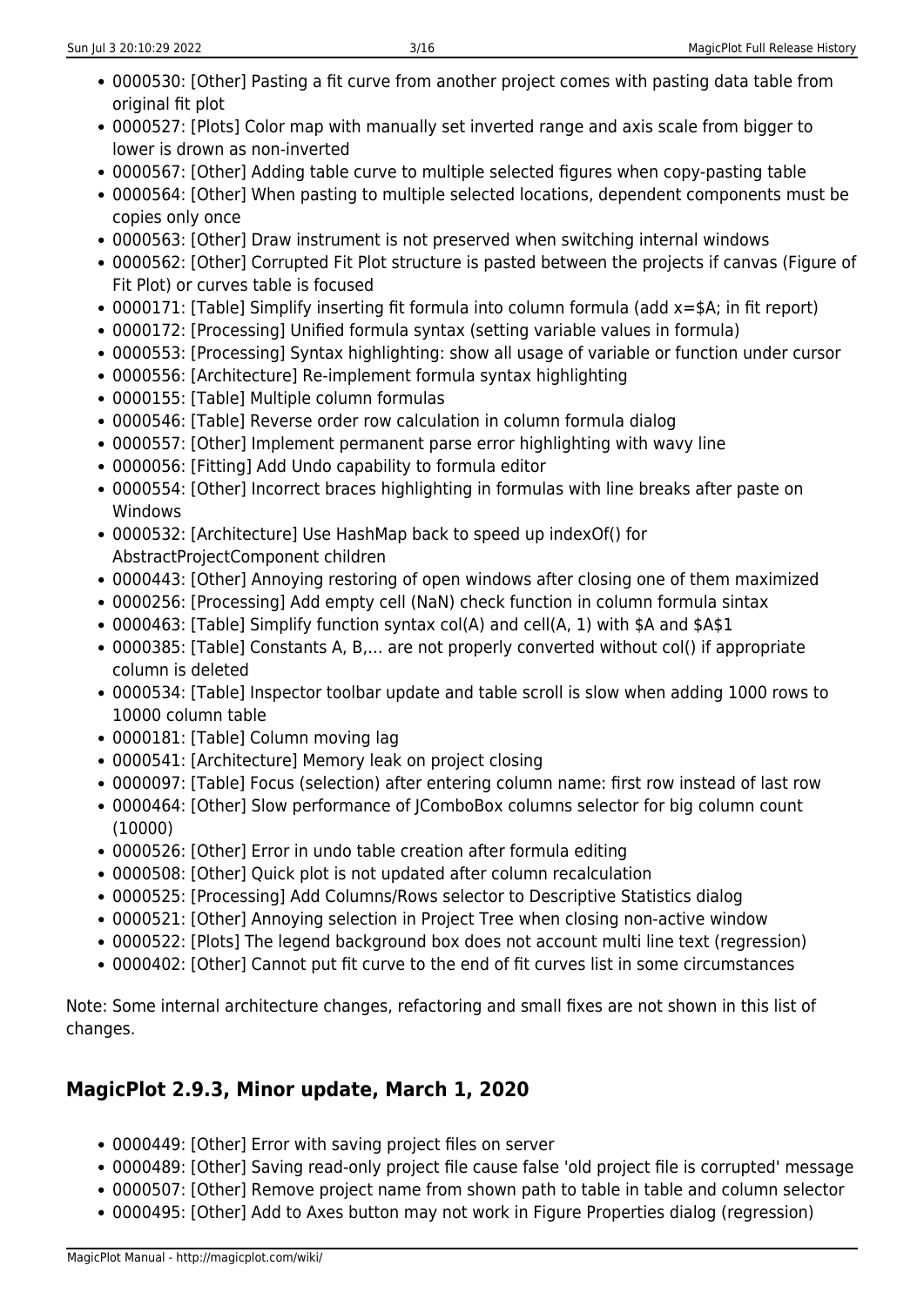- 0000530: [Other] Pasting a fit curve from another project comes with pasting data table from original fit plot
- 0000527: [Plots] Color map with manually set inverted range and axis scale from bigger to lower is drawn as non-inverted
- 0000567: [Other] Adding table curve to multiple selected figures when copy-pasting table
- 0000564: [Other] When pasting to multiple selected locations, dependent components must be copies only once
- 0000563: [Other] Draw instrument is not preserved when switching internal windows
- 0000562: [Other] Corrupted Fit Plot structure is pasted between the projects if canvas (Figure of Fit Plot) or curves table is focused
- 0000171: [Table] Simplify inserting fit formula into column formula (add x=$A; in fit report)
- 0000172: [Processing] Unified formula syntax (setting variable values in formula)
- 0000553: [Processing] Syntax highlighting: show all usage of variable or function under cursor
- 0000556: [Architecture] Re-implement formula syntax highlighting
- 0000155: [Table] Multiple column formulas
- 0000546: [Table] Reverse order row calculation in column formula dialog
- 0000557: [Other] Implement permanent parse error highlighting with wavy line
- 0000056: [Fitting] Add Undo capability to formula editor
- 0000554: [Other] Incorrect braces highlighting in formulas with line breaks after paste on Windows
- 0000532: [Architecture] Use HashMap back to speed up indexOf() for AbstractProjectComponent children
- 0000443: [Other] Annoying restoring of open windows after closing one of them maximized
- 0000256: [Processing] Add empty cell (NaN) check function in column formula sintax
- 0000463: [Table] Simplify function syntax col(A) and cell(A, 1) with $A and $A$1
- 0000385: [Table] Constants A, B,… are not properly converted without col() if appropriate column is deleted
- 0000534: [Table] Inspector toolbar update and table scroll is slow when adding 1000 rows to 10000 column table
- 0000181: [Table] Column moving lag
- 0000541: [Architecture] Memory leak on project closing
- 0000097: [Table] Focus (selection) after entering column name: first row instead of last row
- 0000464: [Other] Slow performance of JComboBox columns selector for big column count (10000)
- 0000526: [Other] Error in undo table creation after formula editing
- 0000508: [Other] Quick plot is not updated after column recalculation
- 0000525: [Processing] Add Columns/Rows selector to Descriptive Statistics dialog
- 0000521: [Other] Annoying selection in Project Tree when closing non-active window
- 0000522: [Plots] The legend background box does not account multi line text (regression)
- 0000402: [Other] Cannot put fit curve to the end of fit curves list in some circumstances

Note: Some internal architecture changes, refactoring and small fixes are not shown in this list of changes.

## MagicPlot 2.9.3, Minor update, March 1, 2020

- 0000449: [Other] Error with saving project files on server
- 0000489: [Other] Saving read-only project file cause false 'old project file is corrupted' message
- 0000507: [Other] Remove project name from shown path to table in table and column selector
- 0000495: [Other] Add to Axes button may not work in Figure Properties dialog (regression)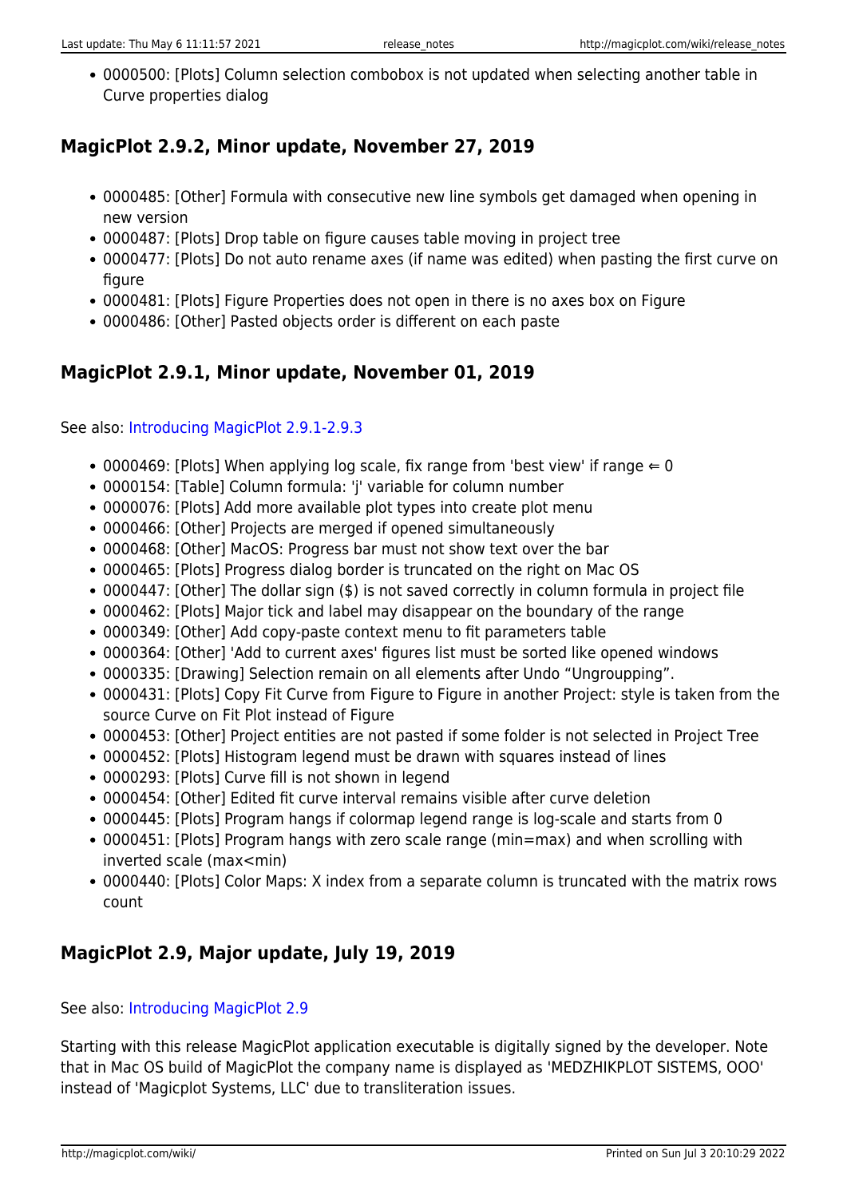- 0000500: [Plots] Column selection combobox is not updated when selecting another table in Curve properties dialog

## MagicPlot 2.9.2, Minor update, November 27, 2019

- 0000485: [Other] Formula with consecutive new line symbols get damaged when opening in new version
- 0000487: [Plots] Drop table on figure causes table moving in project tree
- 0000477: [Plots] Do not auto rename axes (if name was edited) when pasting the first curve on figure
- 0000481: [Plots] Figure Properties does not open in there is no axes box on Figure
- 0000486: [Other] Pasted objects order is different on each paste

## MagicPlot 2.9.1, Minor update, November 01, 2019

See also: Introducing MagicPlot 2.9.1-2.9.3

- 0000469: [Plots] When applying log scale, fix range from 'best view' if range ⇐ 0
- 0000154: [Table] Column formula: 'j' variable for column number
- 0000076: [Plots] Add more available plot types into create plot menu
- 0000466: [Other] Projects are merged if opened simultaneously
- 0000468: [Other] MacOS: Progress bar must not show text over the bar
- 0000465: [Plots] Progress dialog border is truncated on the right on Mac OS
- 0000447: [Other] The dollar sign ($) is not saved correctly in column formula in project file
- 0000462: [Plots] Major tick and label may disappear on the boundary of the range
- 0000349: [Other] Add copy-paste context menu to fit parameters table
- 0000364: [Other] 'Add to current axes' figures list must be sorted like opened windows
- 0000335: [Drawing] Selection remain on all elements after Undo “Ungroupping”.
- 0000431: [Plots] Copy Fit Curve from Figure to Figure in another Project: style is taken from the source Curve on Fit Plot instead of Figure
- 0000453: [Other] Project entities are not pasted if some folder is not selected in Project Tree
- 0000452: [Plots] Histogram legend must be drawn with squares instead of lines
- 0000293: [Plots] Curve fill is not shown in legend
- 0000454: [Other] Edited fit curve interval remains visible after curve deletion
- 0000445: [Plots] Program hangs if colormap legend range is log-scale and starts from 0
- 0000451: [Plots] Program hangs with zero scale range (min=max) and when scrolling with inverted scale (max<min)
- 0000440: [Plots] Color Maps: X index from a separate column is truncated with the matrix rows count

## MagicPlot 2.9, Major update, July 19, 2019

See also: Introducing MagicPlot 2.9

Starting with this release MagicPlot application executable is digitally signed by the developer. Note that in Mac OS build of MagicPlot the company name is displayed as 'MEDZHIKPLOT SISTEMS, OOO' instead of 'Magicplot Systems, LLC' due to transliteration issues.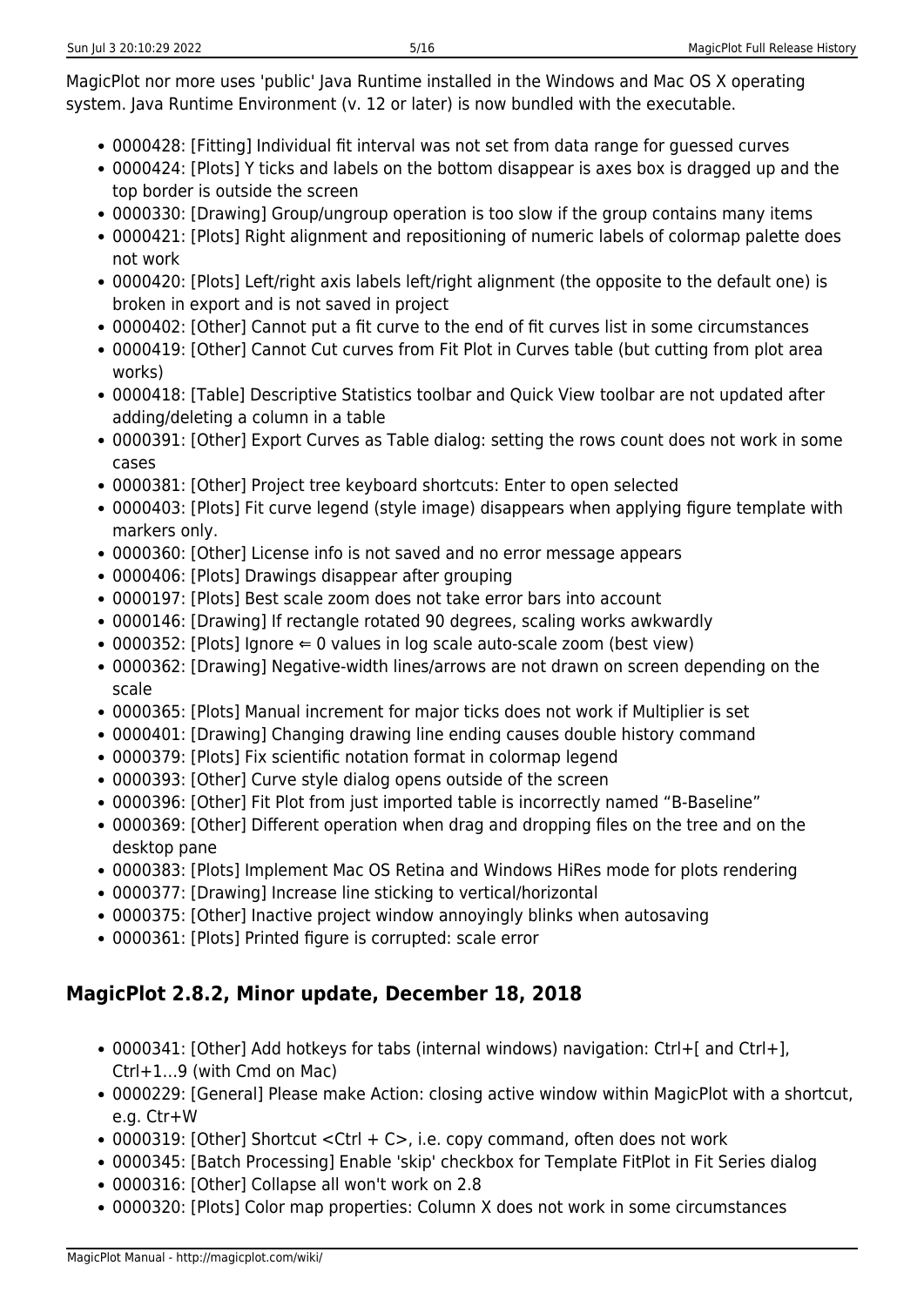MagicPlot nor more uses 'public' Java Runtime installed in the Windows and Mac OS X operating system. Java Runtime Environment (v. 12 or later) is now bundled with the executable.

- 0000428: [Fitting] Individual fit interval was not set from data range for guessed curves
- 0000424: [Plots] Y ticks and labels on the bottom disappear is axes box is dragged up and the top border is outside the screen
- 0000330: [Drawing] Group/ungroup operation is too slow if the group contains many items
- 0000421: [Plots] Right alignment and repositioning of numeric labels of colormap palette does not work
- 0000420: [Plots] Left/right axis labels left/right alignment (the opposite to the default one) is broken in export and is not saved in project
- 0000402: [Other] Cannot put a fit curve to the end of fit curves list in some circumstances
- 0000419: [Other] Cannot Cut curves from Fit Plot in Curves table (but cutting from plot area works)
- 0000418: [Table] Descriptive Statistics toolbar and Quick View toolbar are not updated after adding/deleting a column in a table
- 0000391: [Other] Export Curves as Table dialog: setting the rows count does not work in some cases
- 0000381: [Other] Project tree keyboard shortcuts: Enter to open selected
- 0000403: [Plots] Fit curve legend (style image) disappears when applying figure template with markers only.
- 0000360: [Other] License info is not saved and no error message appears
- 0000406: [Plots] Drawings disappear after grouping
- 0000197: [Plots] Best scale zoom does not take error bars into account
- 0000146: [Drawing] If rectangle rotated 90 degrees, scaling works awkwardly
- 0000352: [Plots] Ignore ⇐ 0 values in log scale auto-scale zoom (best view)
- 0000362: [Drawing] Negative-width lines/arrows are not drawn on screen depending on the scale
- 0000365: [Plots] Manual increment for major ticks does not work if Multiplier is set
- 0000401: [Drawing] Changing drawing line ending causes double history command
- 0000379: [Plots] Fix scientific notation format in colormap legend
- 0000393: [Other] Curve style dialog opens outside of the screen
- 0000396: [Other] Fit Plot from just imported table is incorrectly named "B-Baseline"
- 0000369: [Other] Different operation when drag and dropping files on the tree and on the desktop pane
- 0000383: [Plots] Implement Mac OS Retina and Windows HiRes mode for plots rendering
- 0000377: [Drawing] Increase line sticking to vertical/horizontal
- 0000375: [Other] Inactive project window annoyingly blinks when autosaving
- 0000361: [Plots] Printed figure is corrupted: scale error

## MagicPlot 2.8.2, Minor update, December 18, 2018

- 0000341: [Other] Add hotkeys for tabs (internal windows) navigation: Ctrl+[ and Ctrl+], Ctrl+1…9 (with Cmd on Mac)
- 0000229: [General] Please make Action: closing active window within MagicPlot with a shortcut, e.g. Ctr+W
- 0000319: [Other] Shortcut <Ctrl + C>, i.e. copy command, often does not work
- 0000345: [Batch Processing] Enable 'skip' checkbox for Template FitPlot in Fit Series dialog
- 0000316: [Other] Collapse all won't work on 2.8
- 0000320: [Plots] Color map properties: Column X does not work in some circumstances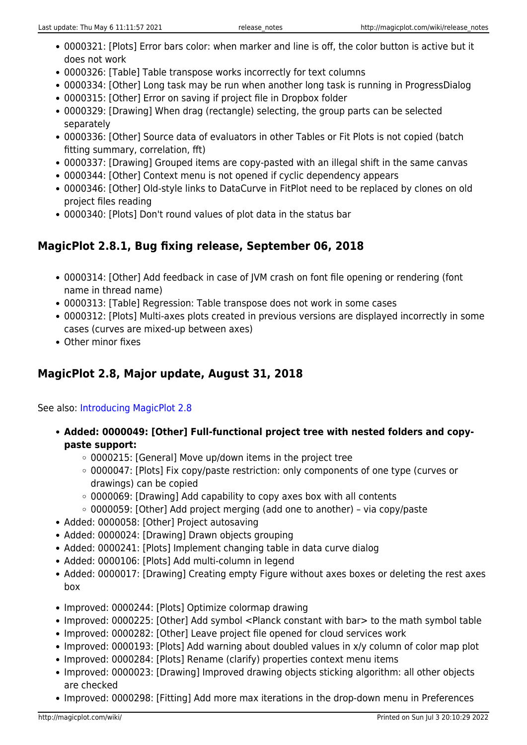- 0000321: [Plots] Error bars color: when marker and line is off, the color button is active but it does not work
- 0000326: [Table] Table transpose works incorrectly for text columns
- 0000334: [Other] Long task may be run when another long task is running in ProgressDialog
- 0000315: [Other] Error on saving if project file in Dropbox folder
- 0000329: [Drawing] When drag (rectangle) selecting, the group parts can be selected separately
- 0000336: [Other] Source data of evaluators in other Tables or Fit Plots is not copied (batch fitting summary, correlation, fft)
- 0000337: [Drawing] Grouped items are copy-pasted with an illegal shift in the same canvas
- 0000344: [Other] Context menu is not opened if cyclic dependency appears
- 0000346: [Other] Old-style links to DataCurve in FitPlot need to be replaced by clones on old project files reading
- 0000340: [Plots] Don't round values of plot data in the status bar

## MagicPlot 2.8.1, Bug fixing release, September 06, 2018

- 0000314: [Other] Add feedback in case of JVM crash on font file opening or rendering (font name in thread name)
- 0000313: [Table] Regression: Table transpose does not work in some cases
- 0000312: [Plots] Multi-axes plots created in previous versions are displayed incorrectly in some cases (curves are mixed-up between axes)
- Other minor fixes

## MagicPlot 2.8, Major update, August 31, 2018

See also: Introducing MagicPlot 2.8

- **Added: 0000049: [Other] Full-functional project tree with nested folders and copy-paste support:**
  - 0000215: [General] Move up/down items in the project tree
  - 0000047: [Plots] Fix copy/paste restriction: only components of one type (curves or drawings) can be copied
  - 0000069: [Drawing] Add capability to copy axes box with all contents
  - 0000059: [Other] Add project merging (add one to another) – via copy/paste
- Added: 0000058: [Other] Project autosaving
- Added: 0000024: [Drawing] Drawn objects grouping
- Added: 0000241: [Plots] Implement changing table in data curve dialog
- Added: 0000106: [Plots] Add multi-column in legend
- Added: 0000017: [Drawing] Creating empty Figure without axes boxes or deleting the rest axes box

- Improved: 0000244: [Plots] Optimize colormap drawing
- Improved: 0000225: [Other] Add symbol <Planck constant with bar> to the math symbol table
- Improved: 0000282: [Other] Leave project file opened for cloud services work
- Improved: 0000193: [Plots] Add warning about doubled values in x/y column of color map plot
- Improved: 0000284: [Plots] Rename (clarify) properties context menu items
- Improved: 0000023: [Drawing] Improved drawing objects sticking algorithm: all other objects are checked
- Improved: 0000298: [Fitting] Add more max iterations in the drop-down menu in Preferences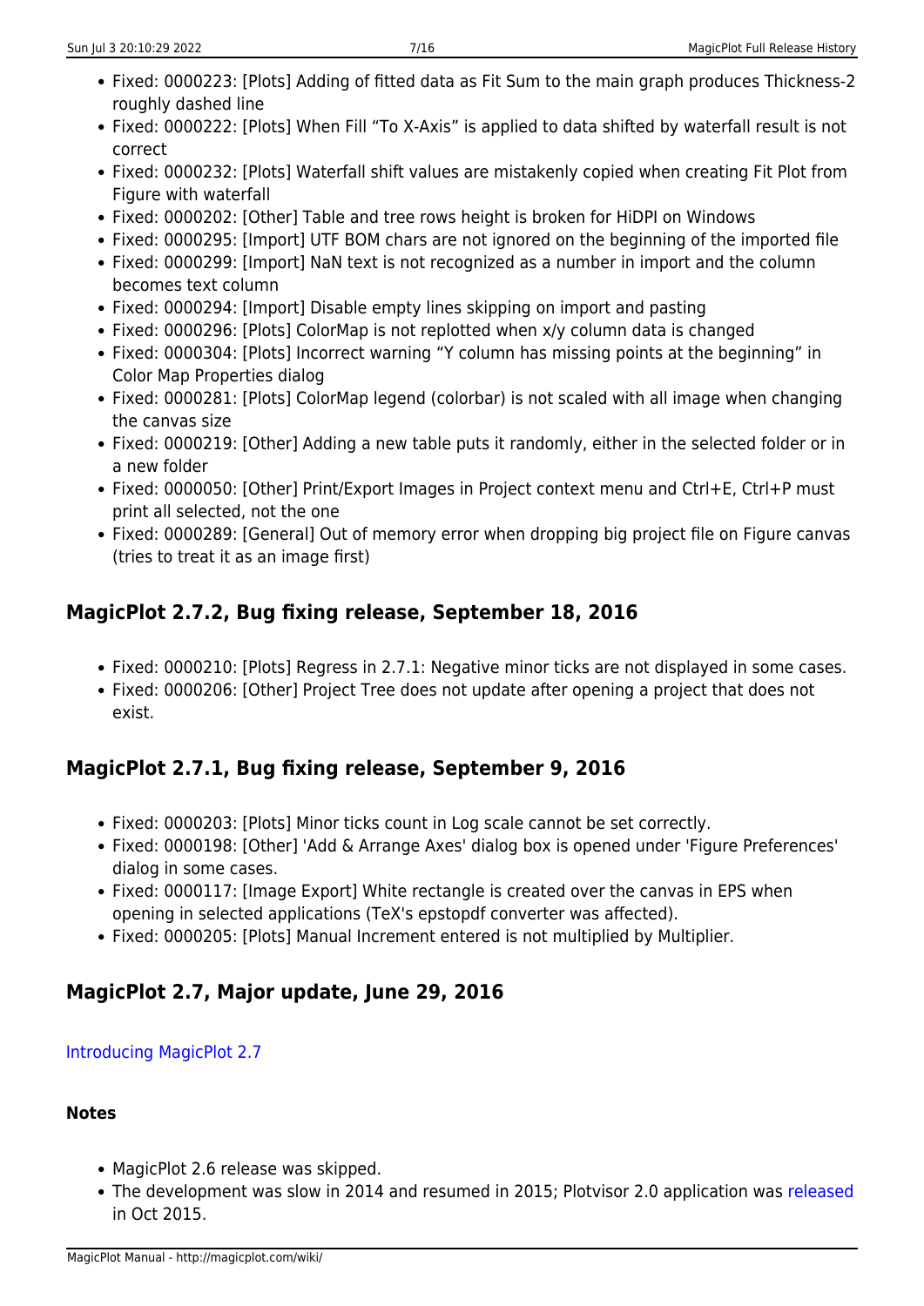- Fixed: 0000223: [Plots] Adding of fitted data as Fit Sum to the main graph produces Thickness-2 roughly dashed line
- Fixed: 0000222: [Plots] When Fill "To X-Axis" is applied to data shifted by waterfall result is not correct
- Fixed: 0000232: [Plots] Waterfall shift values are mistakenly copied when creating Fit Plot from Figure with waterfall
- Fixed: 0000202: [Other] Table and tree rows height is broken for HiDPI on Windows
- Fixed: 0000295: [Import] UTF BOM chars are not ignored on the beginning of the imported file
- Fixed: 0000299: [Import] NaN text is not recognized as a number in import and the column becomes text column
- Fixed: 0000294: [Import] Disable empty lines skipping on import and pasting
- Fixed: 0000296: [Plots] ColorMap is not replotted when x/y column data is changed
- Fixed: 0000304: [Plots] Incorrect warning "Y column has missing points at the beginning" in Color Map Properties dialog
- Fixed: 0000281: [Plots] ColorMap legend (colorbar) is not scaled with all image when changing the canvas size
- Fixed: 0000219: [Other] Adding a new table puts it randomly, either in the selected folder or in a new folder
- Fixed: 0000050: [Other] Print/Export Images in Project context menu and Ctrl+E, Ctrl+P must print all selected, not the one
- Fixed: 0000289: [General] Out of memory error when dropping big project file on Figure canvas (tries to treat it as an image first)

## MagicPlot 2.7.2, Bug fixing release, September 18, 2016

- Fixed: 0000210: [Plots] Regress in 2.7.1: Negative minor ticks are not displayed in some cases.
- Fixed: 0000206: [Other] Project Tree does not update after opening a project that does not exist.

## MagicPlot 2.7.1, Bug fixing release, September 9, 2016

- Fixed: 0000203: [Plots] Minor ticks count in Log scale cannot be set correctly.
- Fixed: 0000198: [Other] 'Add & Arrange Axes' dialog box is opened under 'Figure Preferences' dialog in some cases.
- Fixed: 0000117: [Image Export] White rectangle is created over the canvas in EPS when opening in selected applications (TeX's epstopdf converter was affected).
- Fixed: 0000205: [Plots] Manual Increment entered is not multiplied by Multiplier.

## MagicPlot 2.7, Major update, June 29, 2016

Introducing MagicPlot 2.7

**Notes**

- MagicPlot 2.6 release was skipped.
- The development was slow in 2014 and resumed in 2015; Plotvisor 2.0 application was released in Oct 2015.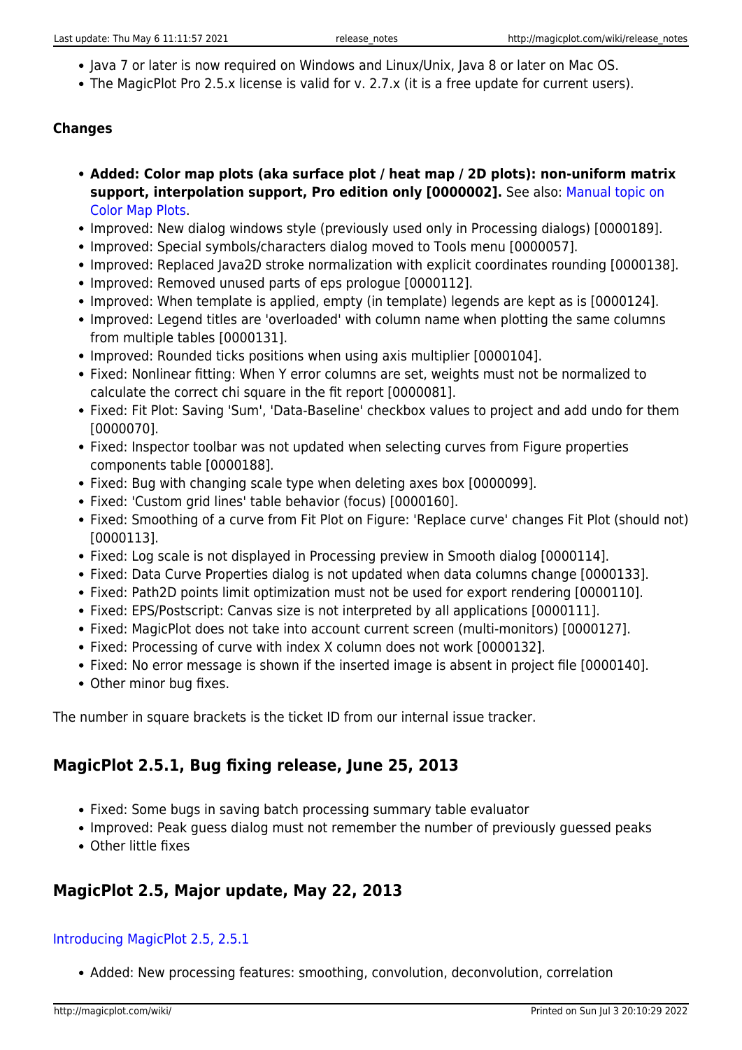- Java 7 or later is now required on Windows and Linux/Unix, Java 8 or later on Mac OS.
- The MagicPlot Pro 2.5.x license is valid for v. 2.7.x (it is a free update for current users).

#### Changes

- **Added: Color map plots (aka surface plot / heat map / 2D plots): non-uniform matrix support, interpolation support, Pro edition only [0000002].** See also: Manual topic on Color Map Plots.
- Improved: New dialog windows style (previously used only in Processing dialogs) [0000189].
- Improved: Special symbols/characters dialog moved to Tools menu [0000057].
- Improved: Replaced Java2D stroke normalization with explicit coordinates rounding [0000138].
- Improved: Removed unused parts of eps prologue [0000112].
- Improved: When template is applied, empty (in template) legends are kept as is [0000124].
- Improved: Legend titles are 'overloaded' with column name when plotting the same columns from multiple tables [0000131].
- Improved: Rounded ticks positions when using axis multiplier [0000104].
- Fixed: Nonlinear fitting: When Y error columns are set, weights must not be normalized to calculate the correct chi square in the fit report [0000081].
- Fixed: Fit Plot: Saving 'Sum', 'Data-Baseline' checkbox values to project and add undo for them [0000070].
- Fixed: Inspector toolbar was not updated when selecting curves from Figure properties components table [0000188].
- Fixed: Bug with changing scale type when deleting axes box [0000099].
- Fixed: 'Custom grid lines' table behavior (focus) [0000160].
- Fixed: Smoothing of a curve from Fit Plot on Figure: 'Replace curve' changes Fit Plot (should not) [0000113].
- Fixed: Log scale is not displayed in Processing preview in Smooth dialog [0000114].
- Fixed: Data Curve Properties dialog is not updated when data columns change [0000133].
- Fixed: Path2D points limit optimization must not be used for export rendering [0000110].
- Fixed: EPS/Postscript: Canvas size is not interpreted by all applications [0000111].
- Fixed: MagicPlot does not take into account current screen (multi-monitors) [0000127].
- Fixed: Processing of curve with index X column does not work [0000132].
- Fixed: No error message is shown if the inserted image is absent in project file [0000140].
- Other minor bug fixes.

The number in square brackets is the ticket ID from our internal issue tracker.

### MagicPlot 2.5.1, Bug fixing release, June 25, 2013

- Fixed: Some bugs in saving batch processing summary table evaluator
- Improved: Peak guess dialog must not remember the number of previously guessed peaks
- Other little fixes

### MagicPlot 2.5, Major update, May 22, 2013

Introducing MagicPlot 2.5, 2.5.1

- Added: New processing features: smoothing, convolution, deconvolution, correlation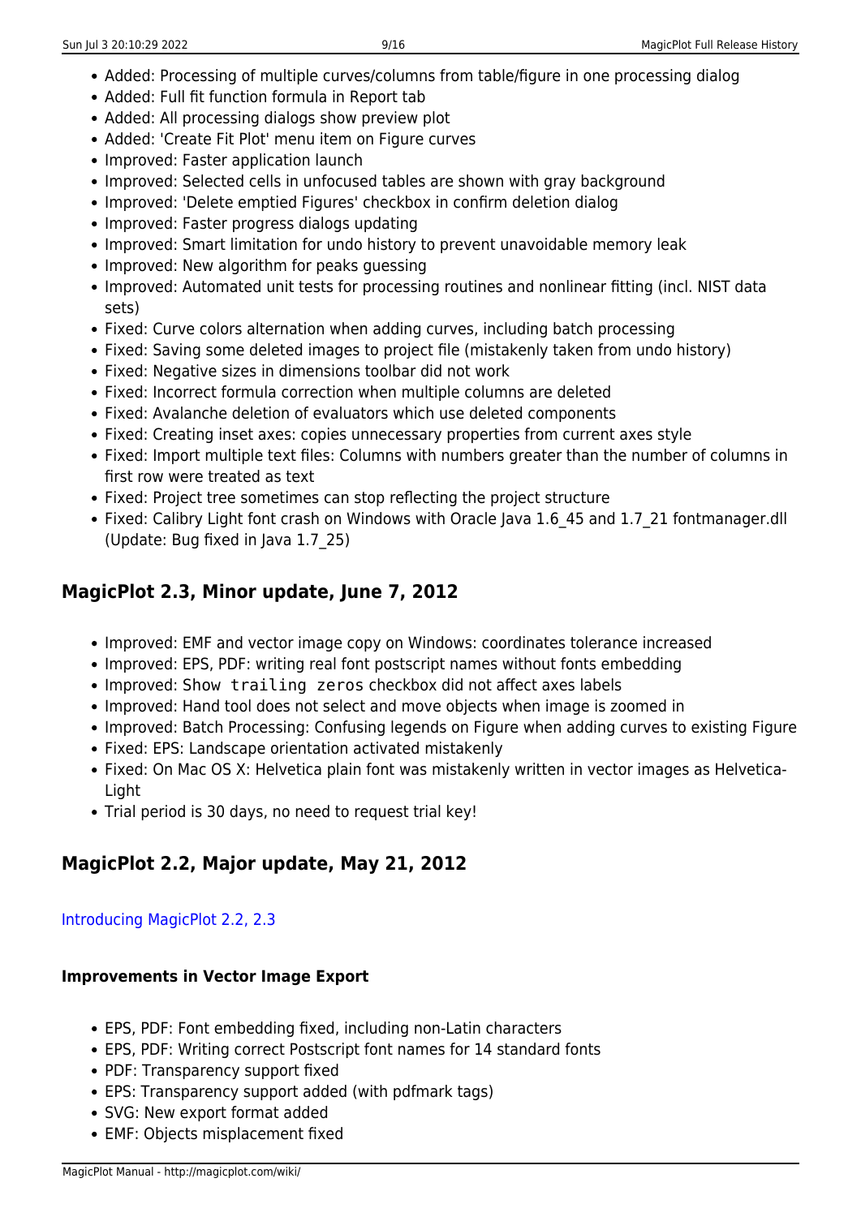- Added: Processing of multiple curves/columns from table/figure in one processing dialog
- Added: Full fit function formula in Report tab
- Added: All processing dialogs show preview plot
- Added: 'Create Fit Plot' menu item on Figure curves
- Improved: Faster application launch
- Improved: Selected cells in unfocused tables are shown with gray background
- Improved: 'Delete emptied Figures' checkbox in confirm deletion dialog
- Improved: Faster progress dialogs updating
- Improved: Smart limitation for undo history to prevent unavoidable memory leak
- Improved: New algorithm for peaks guessing
- Improved: Automated unit tests for processing routines and nonlinear fitting (incl. NIST data sets)
- Fixed: Curve colors alternation when adding curves, including batch processing
- Fixed: Saving some deleted images to project file (mistakenly taken from undo history)
- Fixed: Negative sizes in dimensions toolbar did not work
- Fixed: Incorrect formula correction when multiple columns are deleted
- Fixed: Avalanche deletion of evaluators which use deleted components
- Fixed: Creating inset axes: copies unnecessary properties from current axes style
- Fixed: Import multiple text files: Columns with numbers greater than the number of columns in first row were treated as text
- Fixed: Project tree sometimes can stop reflecting the project structure
- Fixed: Calibry Light font crash on Windows with Oracle Java 1.6_45 and 1.7_21 fontmanager.dll (Update: Bug fixed in Java 1.7_25)

## MagicPlot 2.3, Minor update, June 7, 2012

- Improved: EMF and vector image copy on Windows: coordinates tolerance increased
- Improved: EPS, PDF: writing real font postscript names without fonts embedding
- Improved: `Show trailing zeros` checkbox did not affect axes labels
- Improved: Hand tool does not select and move objects when image is zoomed in
- Improved: Batch Processing: Confusing legends on Figure when adding curves to existing Figure
- Fixed: EPS: Landscape orientation activated mistakenly
- Fixed: On Mac OS X: Helvetica plain font was mistakenly written in vector images as Helvetica-Light
- Trial period is 30 days, no need to request trial key!

## MagicPlot 2.2, Major update, May 21, 2012

Introducing MagicPlot 2.2, 2.3

#### Improvements in Vector Image Export

- EPS, PDF: Font embedding fixed, including non-Latin characters
- EPS, PDF: Writing correct Postscript font names for 14 standard fonts
- PDF: Transparency support fixed
- EPS: Transparency support added (with pdfmark tags)
- SVG: New export format added
- EMF: Objects misplacement fixed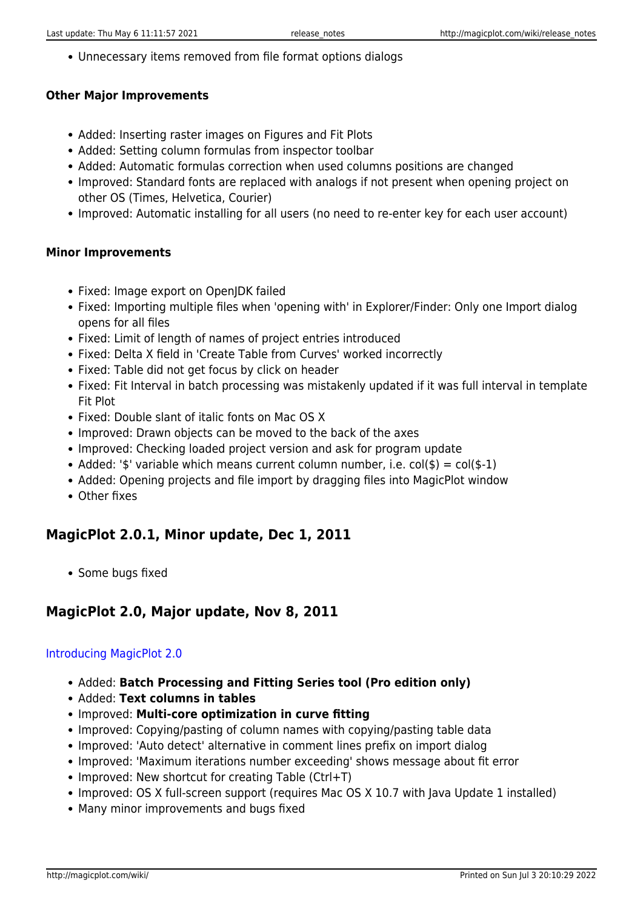- Unnecessary items removed from file format options dialogs

#### Other Major Improvements

- Added: Inserting raster images on Figures and Fit Plots
- Added: Setting column formulas from inspector toolbar
- Added: Automatic formulas correction when used columns positions are changed
- Improved: Standard fonts are replaced with analogs if not present when opening project on other OS (Times, Helvetica, Courier)
- Improved: Automatic installing for all users (no need to re-enter key for each user account)

#### Minor Improvements

- Fixed: Image export on OpenJDK failed
- Fixed: Importing multiple files when 'opening with' in Explorer/Finder: Only one Import dialog opens for all files
- Fixed: Limit of length of names of project entries introduced
- Fixed: Delta X field in 'Create Table from Curves' worked incorrectly
- Fixed: Table did not get focus by click on header
- Fixed: Fit Interval in batch processing was mistakenly updated if it was full interval in template Fit Plot
- Fixed: Double slant of italic fonts on Mac OS X
- Improved: Drawn objects can be moved to the back of the axes
- Improved: Checking loaded project version and ask for program update
- Added: '$' variable which means current column number, i.e. col($) = col($-1)
- Added: Opening projects and file import by dragging files into MagicPlot window
- Other fixes

### MagicPlot 2.0.1, Minor update, Dec 1, 2011

- Some bugs fixed

### MagicPlot 2.0, Major update, Nov 8, 2011

Introducing MagicPlot 2.0

- Added: **Batch Processing and Fitting Series tool (Pro edition only)**
- Added: **Text columns in tables**
- Improved: **Multi-core optimization in curve fitting**
- Improved: Copying/pasting of column names with copying/pasting table data
- Improved: 'Auto detect' alternative in comment lines prefix on import dialog
- Improved: 'Maximum iterations number exceeding' shows message about fit error
- Improved: New shortcut for creating Table (Ctrl+T)
- Improved: OS X full-screen support (requires Mac OS X 10.7 with Java Update 1 installed)
- Many minor improvements and bugs fixed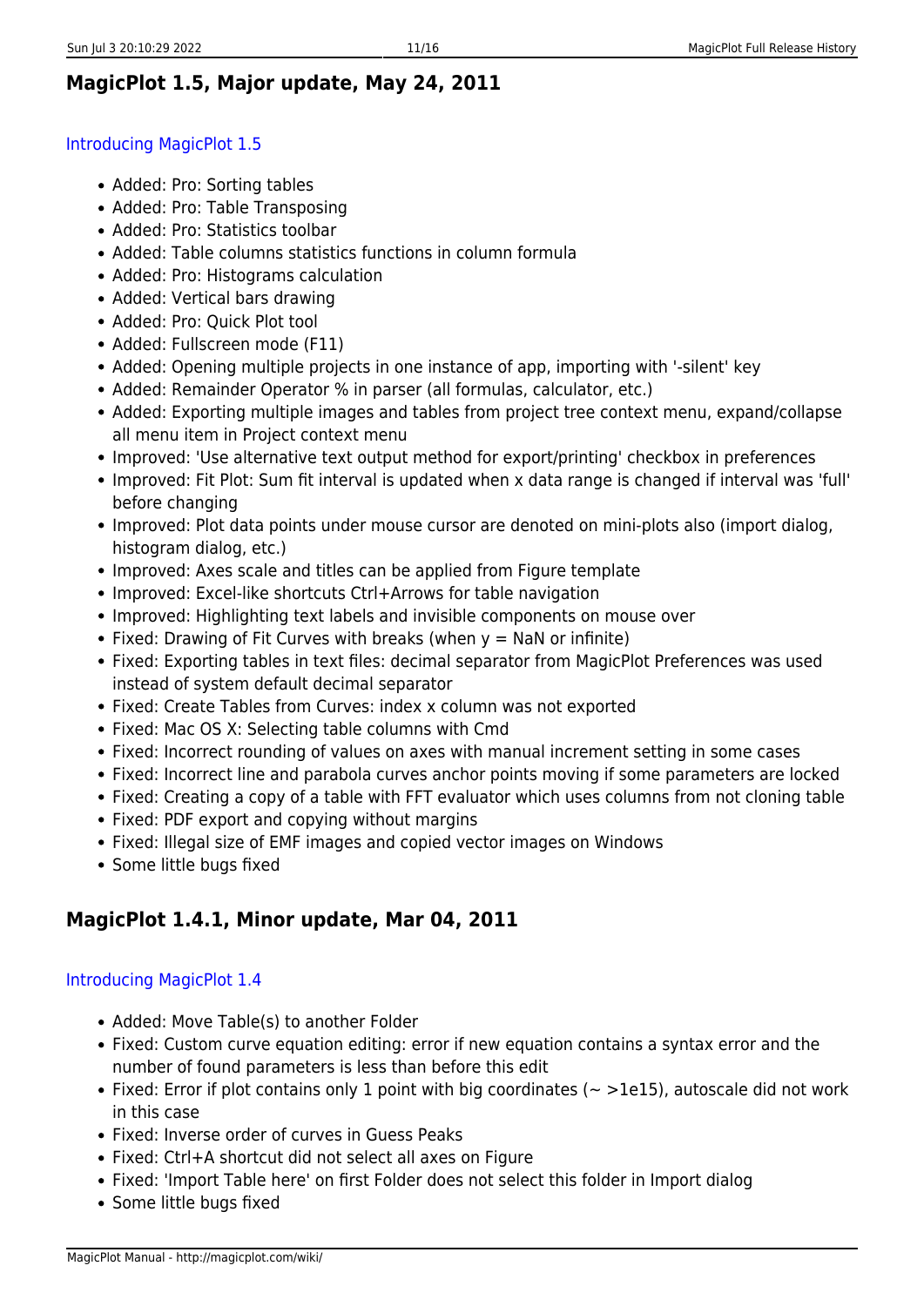## MagicPlot 1.5, Major update, May 24, 2011

Introducing MagicPlot 1.5

- Added: Pro: Sorting tables
- Added: Pro: Table Transposing
- Added: Pro: Statistics toolbar
- Added: Table columns statistics functions in column formula
- Added: Pro: Histograms calculation
- Added: Vertical bars drawing
- Added: Pro: Quick Plot tool
- Added: Fullscreen mode (F11)
- Added: Opening multiple projects in one instance of app, importing with '-silent' key
- Added: Remainder Operator % in parser (all formulas, calculator, etc.)
- Added: Exporting multiple images and tables from project tree context menu, expand/collapse all menu item in Project context menu
- Improved: 'Use alternative text output method for export/printing' checkbox in preferences
- Improved: Fit Plot: Sum fit interval is updated when x data range is changed if interval was 'full' before changing
- Improved: Plot data points under mouse cursor are denoted on mini-plots also (import dialog, histogram dialog, etc.)
- Improved: Axes scale and titles can be applied from Figure template
- Improved: Excel-like shortcuts Ctrl+Arrows for table navigation
- Improved: Highlighting text labels and invisible components on mouse over
- Fixed: Drawing of Fit Curves with breaks (when y = NaN or infinite)
- Fixed: Exporting tables in text files: decimal separator from MagicPlot Preferences was used instead of system default decimal separator
- Fixed: Create Tables from Curves: index x column was not exported
- Fixed: Mac OS X: Selecting table columns with Cmd
- Fixed: Incorrect rounding of values on axes with manual increment setting in some cases
- Fixed: Incorrect line and parabola curves anchor points moving if some parameters are locked
- Fixed: Creating a copy of a table with FFT evaluator which uses columns from not cloning table
- Fixed: PDF export and copying without margins
- Fixed: Illegal size of EMF images and copied vector images on Windows
- Some little bugs fixed

## MagicPlot 1.4.1, Minor update, Mar 04, 2011

Introducing MagicPlot 1.4

- Added: Move Table(s) to another Folder
- Fixed: Custom curve equation editing: error if new equation contains a syntax error and the number of found parameters is less than before this edit
- Fixed: Error if plot contains only 1 point with big coordinates (~ >1e15), autoscale did not work in this case
- Fixed: Inverse order of curves in Guess Peaks
- Fixed: Ctrl+A shortcut did not select all axes on Figure
- Fixed: 'Import Table here' on first Folder does not select this folder in Import dialog
- Some little bugs fixed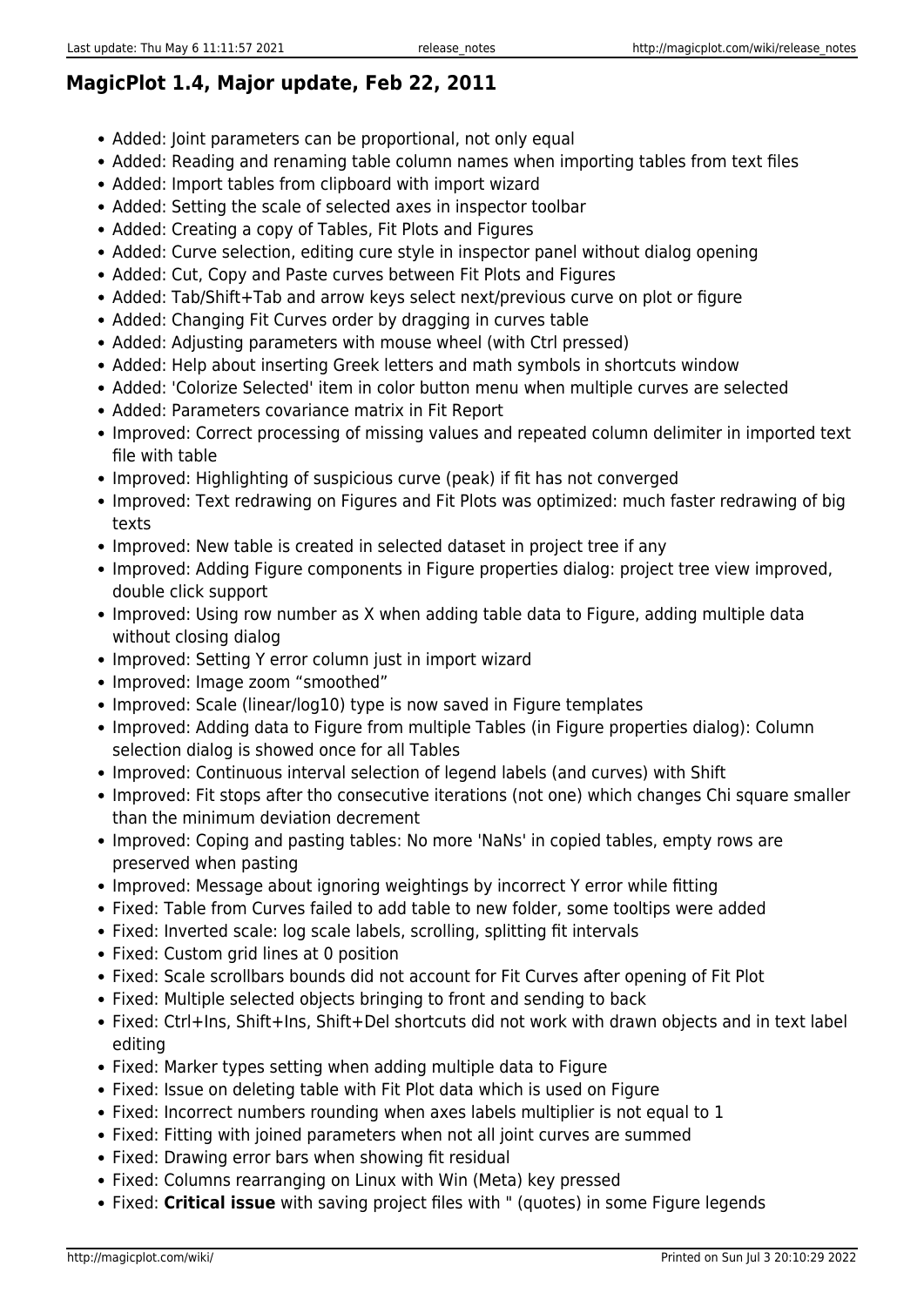## MagicPlot 1.4, Major update, Feb 22, 2011

- Added: Joint parameters can be proportional, not only equal
- Added: Reading and renaming table column names when importing tables from text files
- Added: Import tables from clipboard with import wizard
- Added: Setting the scale of selected axes in inspector toolbar
- Added: Creating a copy of Tables, Fit Plots and Figures
- Added: Curve selection, editing cure style in inspector panel without dialog opening
- Added: Cut, Copy and Paste curves between Fit Plots and Figures
- Added: Tab/Shift+Tab and arrow keys select next/previous curve on plot or figure
- Added: Changing Fit Curves order by dragging in curves table
- Added: Adjusting parameters with mouse wheel (with Ctrl pressed)
- Added: Help about inserting Greek letters and math symbols in shortcuts window
- Added: 'Colorize Selected' item in color button menu when multiple curves are selected
- Added: Parameters covariance matrix in Fit Report
- Improved: Correct processing of missing values and repeated column delimiter in imported text file with table
- Improved: Highlighting of suspicious curve (peak) if fit has not converged
- Improved: Text redrawing on Figures and Fit Plots was optimized: much faster redrawing of big texts
- Improved: New table is created in selected dataset in project tree if any
- Improved: Adding Figure components in Figure properties dialog: project tree view improved, double click support
- Improved: Using row number as X when adding table data to Figure, adding multiple data without closing dialog
- Improved: Setting Y error column just in import wizard
- Improved: Image zoom "smoothed"
- Improved: Scale (linear/log10) type is now saved in Figure templates
- Improved: Adding data to Figure from multiple Tables (in Figure properties dialog): Column selection dialog is showed once for all Tables
- Improved: Continuous interval selection of legend labels (and curves) with Shift
- Improved: Fit stops after tho consecutive iterations (not one) which changes Chi square smaller than the minimum deviation decrement
- Improved: Coping and pasting tables: No more 'NaNs' in copied tables, empty rows are preserved when pasting
- Improved: Message about ignoring weightings by incorrect Y error while fitting
- Fixed: Table from Curves failed to add table to new folder, some tooltips were added
- Fixed: Inverted scale: log scale labels, scrolling, splitting fit intervals
- Fixed: Custom grid lines at 0 position
- Fixed: Scale scrollbars bounds did not account for Fit Curves after opening of Fit Plot
- Fixed: Multiple selected objects bringing to front and sending to back
- Fixed: Ctrl+Ins, Shift+Ins, Shift+Del shortcuts did not work with drawn objects and in text label editing
- Fixed: Marker types setting when adding multiple data to Figure
- Fixed: Issue on deleting table with Fit Plot data which is used on Figure
- Fixed: Incorrect numbers rounding when axes labels multiplier is not equal to 1
- Fixed: Fitting with joined parameters when not all joint curves are summed
- Fixed: Drawing error bars when showing fit residual
- Fixed: Columns rearranging on Linux with Win (Meta) key pressed
- Fixed: **Critical issue** with saving project files with " (quotes) in some Figure legends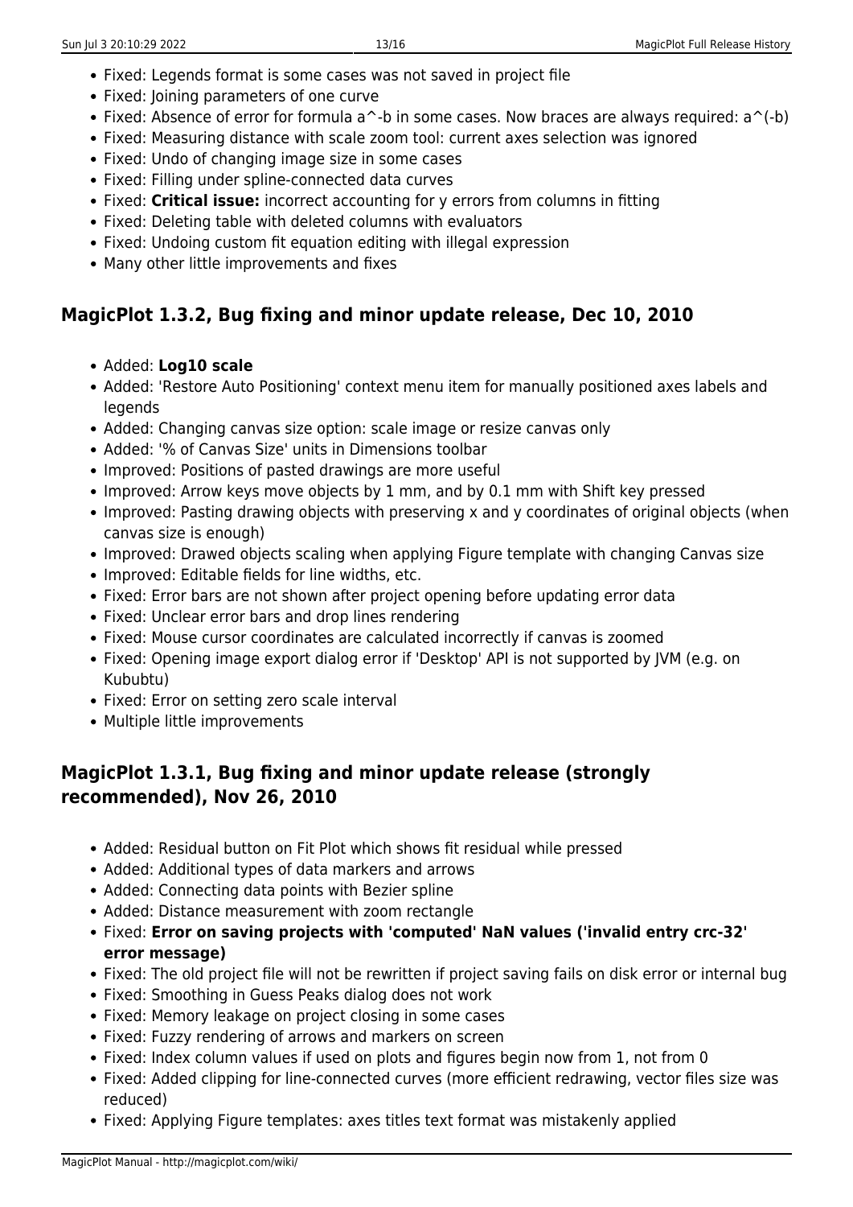- Fixed: Legends format is some cases was not saved in project file
- Fixed: Joining parameters of one curve
- Fixed: Absence of error for formula a^-b in some cases. Now braces are always required: a^(-b)
- Fixed: Measuring distance with scale zoom tool: current axes selection was ignored
- Fixed: Undo of changing image size in some cases
- Fixed: Filling under spline-connected data curves
- Fixed: **Critical issue:** incorrect accounting for y errors from columns in fitting
- Fixed: Deleting table with deleted columns with evaluators
- Fixed: Undoing custom fit equation editing with illegal expression
- Many other little improvements and fixes

## MagicPlot 1.3.2, Bug fixing and minor update release, Dec 10, 2010

- Added: **Log10 scale**
- Added: 'Restore Auto Positioning' context menu item for manually positioned axes labels and legends
- Added: Changing canvas size option: scale image or resize canvas only
- Added: '% of Canvas Size' units in Dimensions toolbar
- Improved: Positions of pasted drawings are more useful
- Improved: Arrow keys move objects by 1 mm, and by 0.1 mm with Shift key pressed
- Improved: Pasting drawing objects with preserving x and y coordinates of original objects (when canvas size is enough)
- Improved: Drawed objects scaling when applying Figure template with changing Canvas size
- Improved: Editable fields for line widths, etc.
- Fixed: Error bars are not shown after project opening before updating error data
- Fixed: Unclear error bars and drop lines rendering
- Fixed: Mouse cursor coordinates are calculated incorrectly if canvas is zoomed
- Fixed: Opening image export dialog error if 'Desktop' API is not supported by JVM (e.g. on Kububtu)
- Fixed: Error on setting zero scale interval
- Multiple little improvements

## MagicPlot 1.3.1, Bug fixing and minor update release (strongly recommended), Nov 26, 2010

- Added: Residual button on Fit Plot which shows fit residual while pressed
- Added: Additional types of data markers and arrows
- Added: Connecting data points with Bezier spline
- Added: Distance measurement with zoom rectangle
- Fixed: **Error on saving projects with 'computed' NaN values ('invalid entry crc-32' error message)**
- Fixed: The old project file will not be rewritten if project saving fails on disk error or internal bug
- Fixed: Smoothing in Guess Peaks dialog does not work
- Fixed: Memory leakage on project closing in some cases
- Fixed: Fuzzy rendering of arrows and markers on screen
- Fixed: Index column values if used on plots and figures begin now from 1, not from 0
- Fixed: Added clipping for line-connected curves (more efficient redrawing, vector files size was reduced)
- Fixed: Applying Figure templates: axes titles text format was mistakenly applied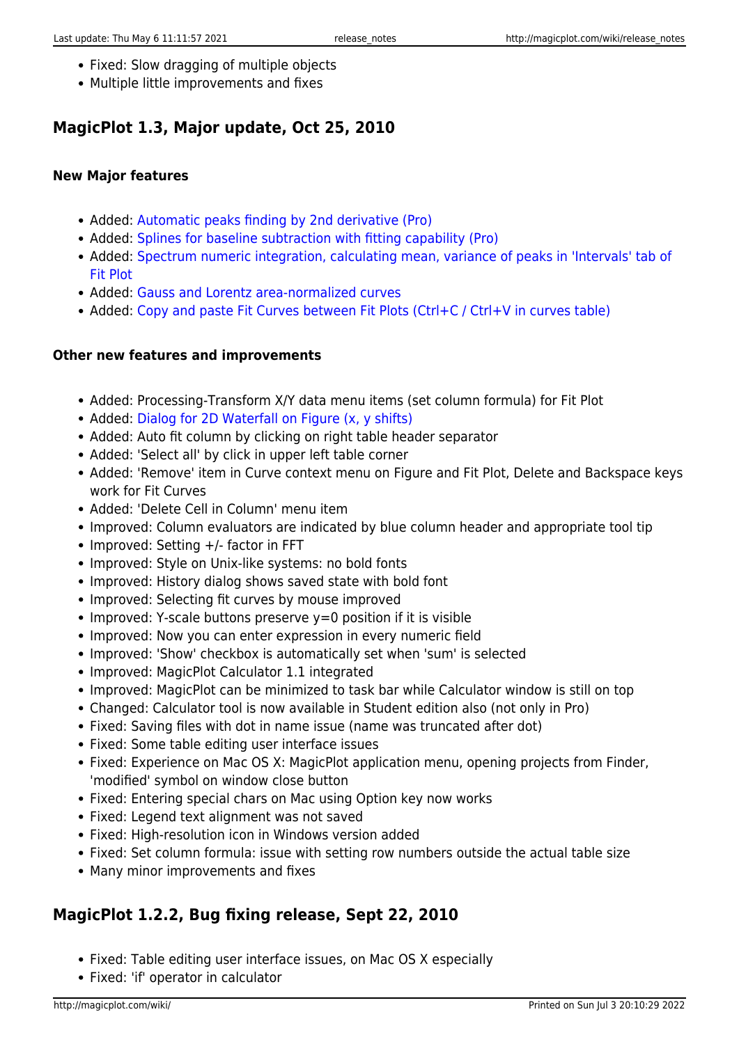- Fixed: Slow dragging of multiple objects
- Multiple little improvements and fixes

## MagicPlot 1.3, Major update, Oct 25, 2010

### New Major features

- Added: Automatic peaks finding by 2nd derivative (Pro)
- Added: Splines for baseline subtraction with fitting capability (Pro)
- Added: Spectrum numeric integration, calculating mean, variance of peaks in 'Intervals' tab of Fit Plot
- Added: Gauss and Lorentz area-normalized curves
- Added: Copy and paste Fit Curves between Fit Plots (Ctrl+C / Ctrl+V in curves table)

### Other new features and improvements

- Added: Processing-Transform X/Y data menu items (set column formula) for Fit Plot
- Added: Dialog for 2D Waterfall on Figure (x, y shifts)
- Added: Auto fit column by clicking on right table header separator
- Added: 'Select all' by click in upper left table corner
- Added: 'Remove' item in Curve context menu on Figure and Fit Plot, Delete and Backspace keys work for Fit Curves
- Added: 'Delete Cell in Column' menu item
- Improved: Column evaluators are indicated by blue column header and appropriate tool tip
- Improved: Setting +/- factor in FFT
- Improved: Style on Unix-like systems: no bold fonts
- Improved: History dialog shows saved state with bold font
- Improved: Selecting fit curves by mouse improved
- Improved: Y-scale buttons preserve y=0 position if it is visible
- Improved: Now you can enter expression in every numeric field
- Improved: 'Show' checkbox is automatically set when 'sum' is selected
- Improved: MagicPlot Calculator 1.1 integrated
- Improved: MagicPlot can be minimized to task bar while Calculator window is still on top
- Changed: Calculator tool is now available in Student edition also (not only in Pro)
- Fixed: Saving files with dot in name issue (name was truncated after dot)
- Fixed: Some table editing user interface issues
- Fixed: Experience on Mac OS X: MagicPlot application menu, opening projects from Finder, 'modified' symbol on window close button
- Fixed: Entering special chars on Mac using Option key now works
- Fixed: Legend text alignment was not saved
- Fixed: High-resolution icon in Windows version added
- Fixed: Set column formula: issue with setting row numbers outside the actual table size
- Many minor improvements and fixes

## MagicPlot 1.2.2, Bug fixing release, Sept 22, 2010

- Fixed: Table editing user interface issues, on Mac OS X especially
- Fixed: 'if' operator in calculator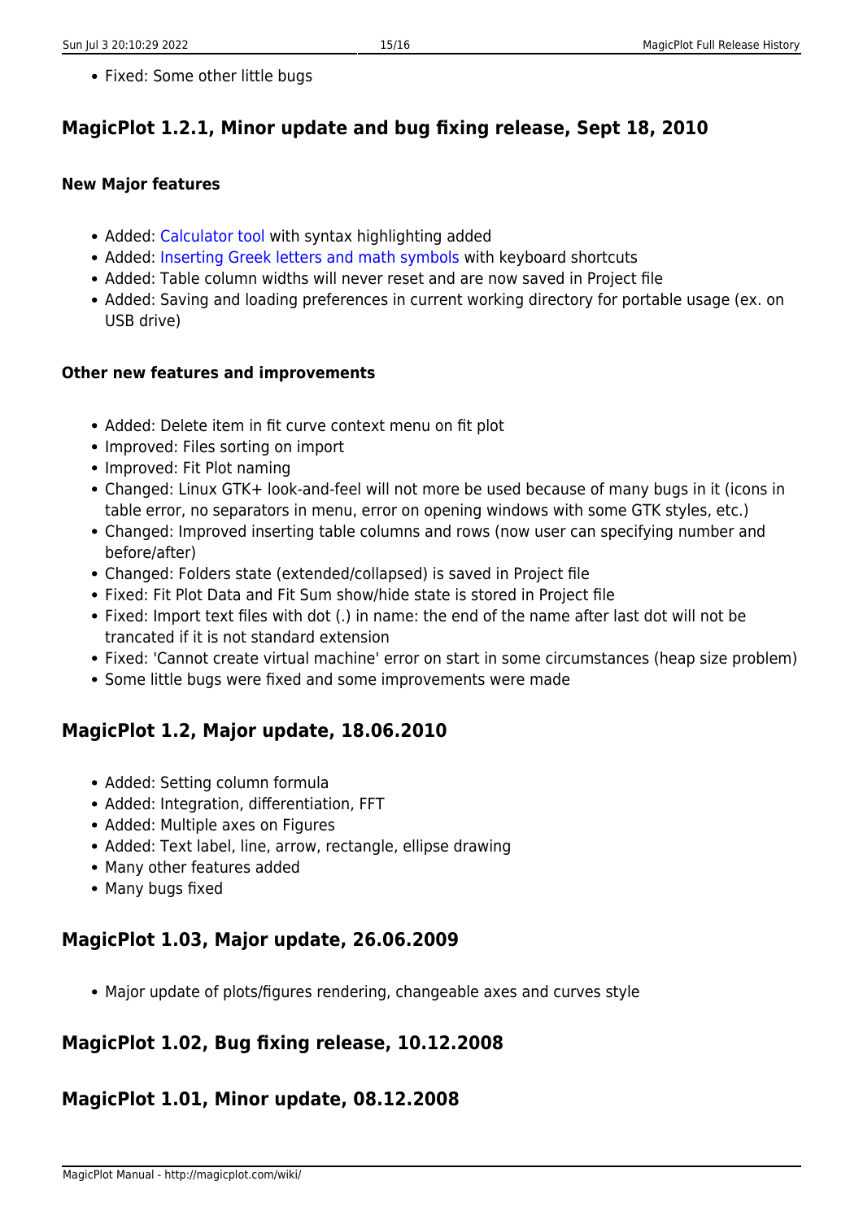- Fixed: Some other little bugs

## MagicPlot 1.2.1, Minor update and bug fixing release, Sept 18, 2010

#### New Major features

- Added: Calculator tool with syntax highlighting added
- Added: Inserting Greek letters and math symbols with keyboard shortcuts
- Added: Table column widths will never reset and are now saved in Project file
- Added: Saving and loading preferences in current working directory for portable usage (ex. on USB drive)

#### Other new features and improvements

- Added: Delete item in fit curve context menu on fit plot
- Improved: Files sorting on import
- Improved: Fit Plot naming
- Changed: Linux GTK+ look-and-feel will not more be used because of many bugs in it (icons in table error, no separators in menu, error on opening windows with some GTK styles, etc.)
- Changed: Improved inserting table columns and rows (now user can specifying number and before/after)
- Changed: Folders state (extended/collapsed) is saved in Project file
- Fixed: Fit Plot Data and Fit Sum show/hide state is stored in Project file
- Fixed: Import text files with dot (.) in name: the end of the name after last dot will not be trancated if it is not standard extension
- Fixed: 'Cannot create virtual machine' error on start in some circumstances (heap size problem)
- Some little bugs were fixed and some improvements were made

## MagicPlot 1.2, Major update, 18.06.2010

- Added: Setting column formula
- Added: Integration, differentiation, FFT
- Added: Multiple axes on Figures
- Added: Text label, line, arrow, rectangle, ellipse drawing
- Many other features added
- Many bugs fixed

## MagicPlot 1.03, Major update, 26.06.2009

- Major update of plots/figures rendering, changeable axes and curves style

## MagicPlot 1.02, Bug fixing release, 10.12.2008

## MagicPlot 1.01, Minor update, 08.12.2008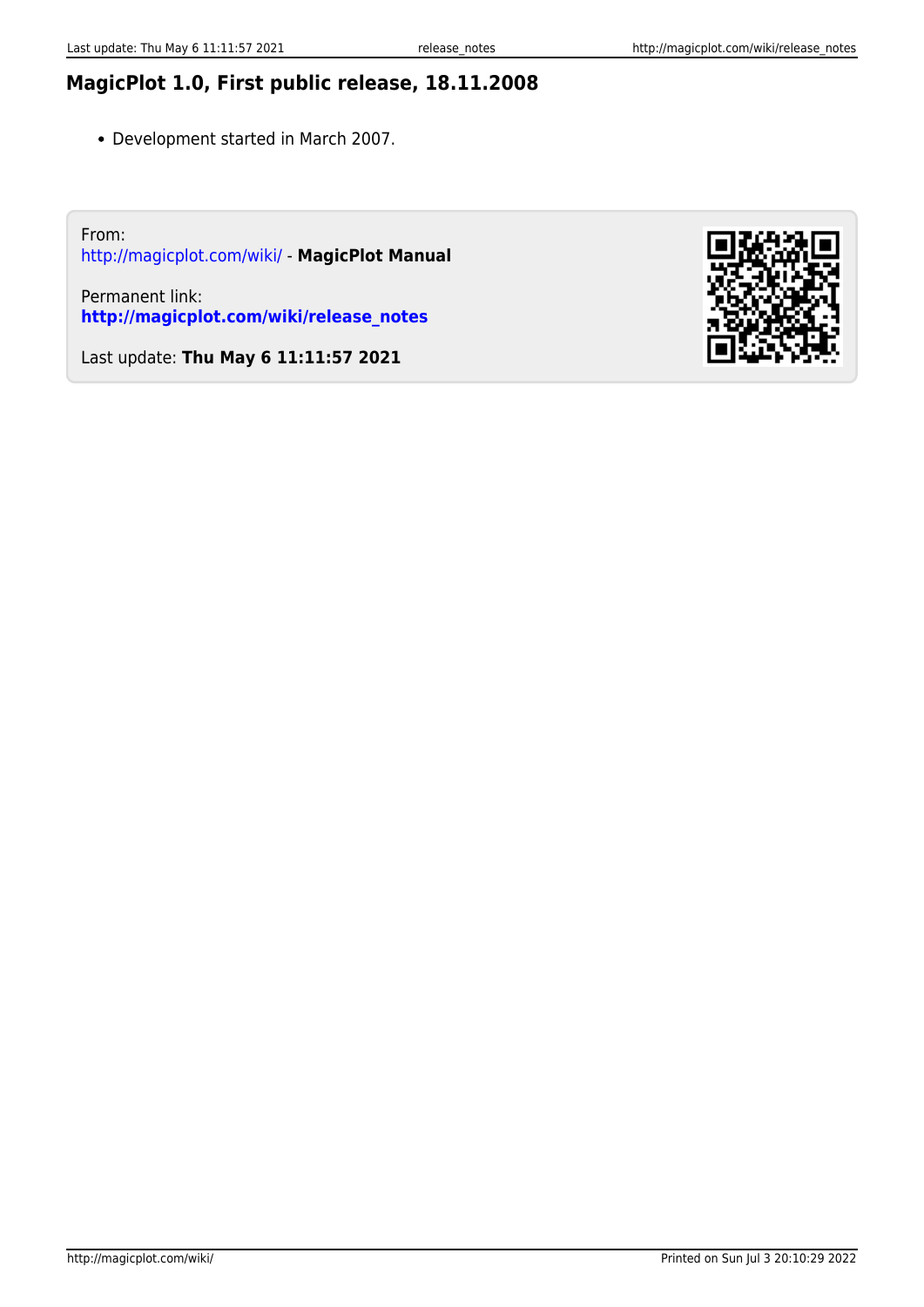### MagicPlot 1.0, First public release, 18.11.2008

- Development started in March 2007.

From:
http://magicplot.com/wiki/ - **MagicPlot Manual**

Permanent link:
**http://magicplot.com/wiki/release_notes**

Last update: **Thu May 6 11:11:57 2021**